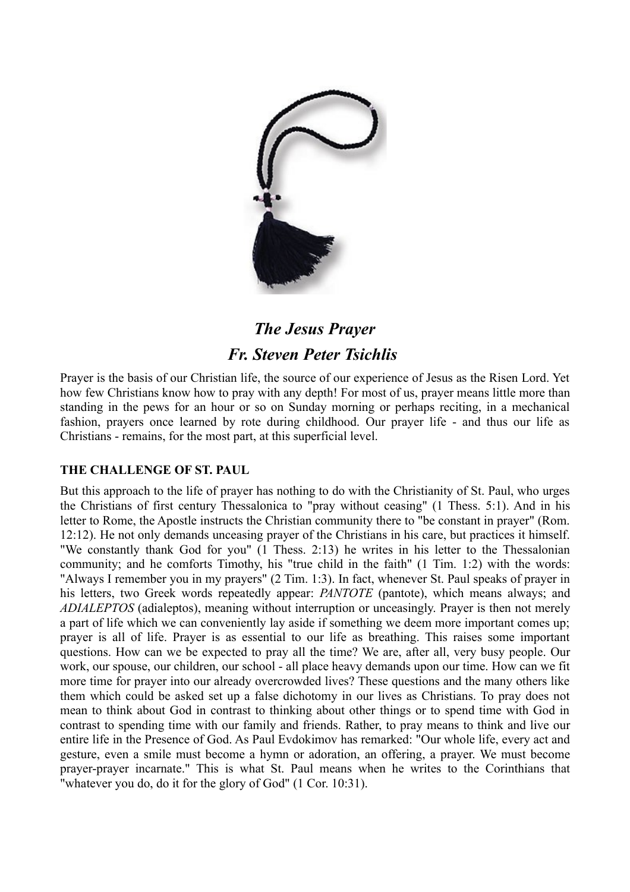## *The Jesus Prayer*

## *Fr. Steven Peter Tsichlis*

Prayer is the basis of our Christian life, the source of our experience of Jesus as the Risen Lord. Yet how few Christians know how to pray with any depth! For most of us, prayer means little more than standing in the pews for an hour or so on Sunday morning or perhaps reciting, in a mechanical fashion, prayers once learned by rote during childhood. Our prayer life - and thus our life as Christians - remains, for the most part, at this superficial level.

### THE CHALLENGE OF ST. PAUL

But this approach to the life of prayer has nothing to do with the Christianity of St. Paul, who urges the Christians of first century Thessalonica to "pray without ceasing" (1 Thess. 5:1). And in his letter to Rome, the Apostle instructs the Christian community there to "be constant in prayer" (Rom. 12:12). He not only demands unceasing prayer of the Christians in his care, but practices it himself. "We constantly thank God for you" (1 Thess. 2:13) he writes in his letter to the Thessalonian community; and he comforts Timothy, his "true child in the faith" (1 Tim. 1:2) with the words: "Always I remember you in my prayers" (2 Tim. 1:3). In fact, whenever St. Paul speaks of prayer in his letters, two Greek words repeatedly appear: *PANTOTE* (pantote), which means always; and *ADIALEPTOS* (adialeptos), meaning without interruption or unceasingly. Prayer is then not merely a part of life which we can conveniently lay aside if something we deem more important comes up; prayer is all of life. Prayer is as essential to our life as breathing. This raises some important questions. How can we be expected to pray all the time? We are, after all, very busy people. Our work, our spouse, our children, our school - all place heavy demands upon our time. How can we fit more time for prayer into our already overcrowded lives? These questions and the many others like them which could be asked set up a false dichotomy in our lives as Christians. To pray does not mean to think about God in contrast to thinking about other things or to spend time with God in contrast to spending time with our family and friends. Rather, to pray means to think and live our entire life in the Presence of God. As Paul Evdokimov has remarked: "Our whole life, every act and gesture, even a smile must become a hymn or adoration, an offering, a prayer. We must become prayer-prayer incarnate." This is what St. Paul means when he writes to the Corinthians that "whatever you do, do it for the glory of God" (1 Cor. 10:31).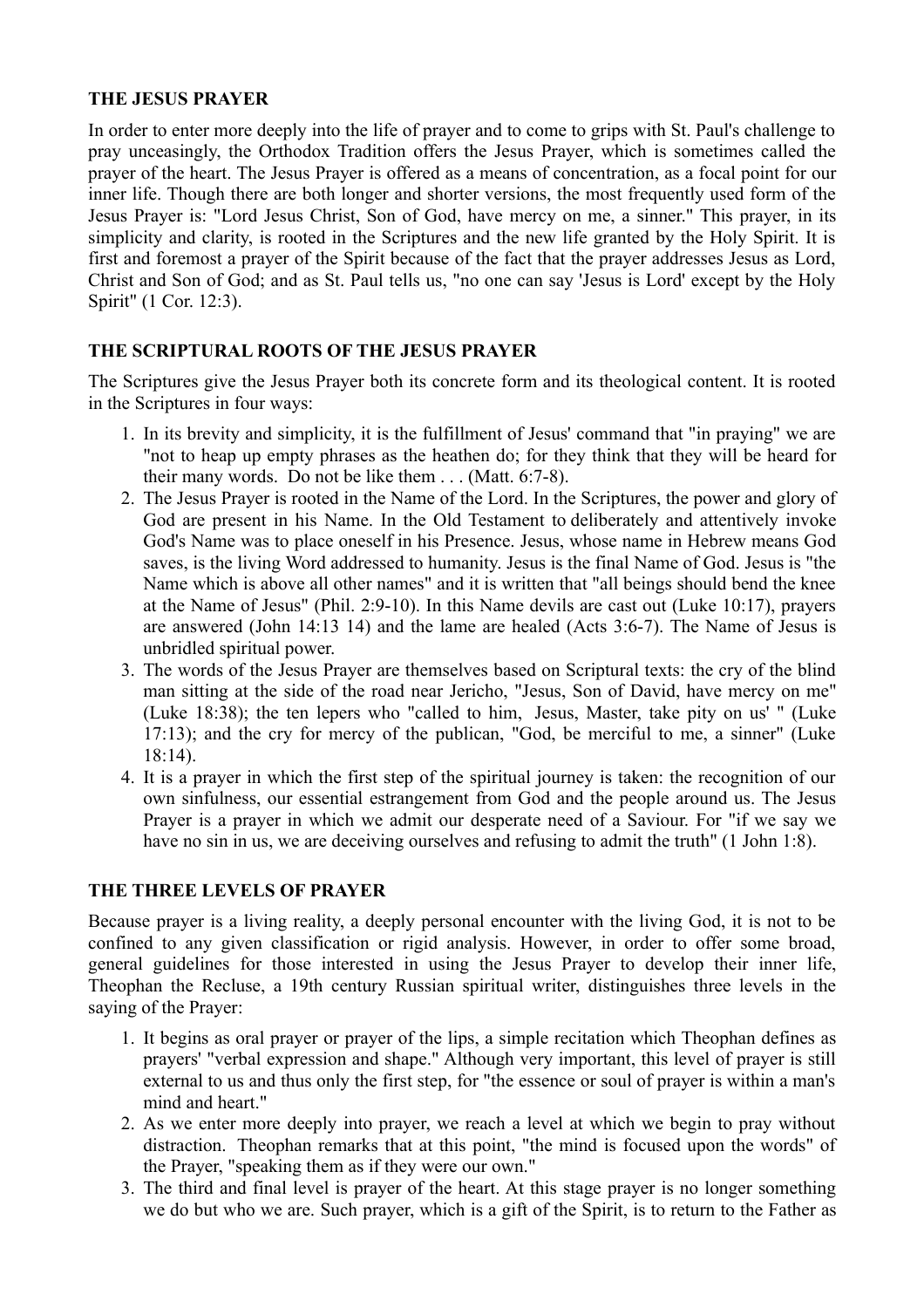## THE JESUS PRAYER

In order to enter more deeply into the life of prayer and to come to grips with St. Paul's challenge to pray unceasingly, the Orthodox Tradition offers the Jesus Prayer, which is sometimes called the prayer of the heart. The Jesus Prayer is offered as a means of concentration, as a focal point for our inner life. Though there are both longer and shorter versions, the most frequently used form of the Jesus Prayer is: "Lord Jesus Christ, Son of God, have mercy on me, a sinner." This prayer, in its simplicity and clarity, is rooted in the Scriptures and the new life granted by the Holy Spirit. It is first and foremost a prayer of the Spirit because of the fact that the prayer addresses Jesus as Lord, Christ and Son of God; and as St. Paul tells us, "no one can say 'Jesus is Lord' except by the Holy Spirit" (1 Cor. 12:3).

## THE SCRIPTURAL ROOTS OF THE JESUS PRAYER

The Scriptures give the Jesus Prayer both its concrete form and its theological content. It is rooted in the Scriptures in four ways:

1. In its brevity and simplicity, it is the fulfillment of Jesus' command that "in praying" we are "not to heap up empty phrases as the heathen do; for they think that they will be heard for their many words. Do not be like them . . . (Matt. 6:7-8).
2. The Jesus Prayer is rooted in the Name of the Lord. In the Scriptures, the power and glory of God are present in his Name. In the Old Testament to deliberately and attentively invoke God's Name was to place oneself in his Presence. Jesus, whose name in Hebrew means God saves, is the living Word addressed to humanity. Jesus is the final Name of God. Jesus is "the Name which is above all other names" and it is written that "all beings should bend the knee at the Name of Jesus" (Phil. 2:9-10). In this Name devils are cast out (Luke 10:17), prayers are answered (John 14:13 14) and the lame are healed (Acts 3:6-7). The Name of Jesus is unbridled spiritual power.
3. The words of the Jesus Prayer are themselves based on Scriptural texts: the cry of the blind man sitting at the side of the road near Jericho, "Jesus, Son of David, have mercy on me" (Luke 18:38); the ten lepers who "called to him, Jesus, Master, take pity on us' " (Luke 17:13); and the cry for mercy of the publican, "God, be merciful to me, a sinner" (Luke 18:14).
4. It is a prayer in which the first step of the spiritual journey is taken: the recognition of our own sinfulness, our essential estrangement from God and the people around us. The Jesus Prayer is a prayer in which we admit our desperate need of a Saviour. For "if we say we have no sin in us, we are deceiving ourselves and refusing to admit the truth" (1 John 1:8).

## THE THREE LEVELS OF PRAYER

Because prayer is a living reality, a deeply personal encounter with the living God, it is not to be confined to any given classification or rigid analysis. However, in order to offer some broad, general guidelines for those interested in using the Jesus Prayer to develop their inner life, Theophan the Recluse, a 19th century Russian spiritual writer, distinguishes three levels in the saying of the Prayer:

1. It begins as oral prayer or prayer of the lips, a simple recitation which Theophan defines as prayers' "verbal expression and shape." Although very important, this level of prayer is still external to us and thus only the first step, for "the essence or soul of prayer is within a man's mind and heart."
2. As we enter more deeply into prayer, we reach a level at which we begin to pray without distraction. Theophan remarks that at this point, "the mind is focused upon the words" of the Prayer, "speaking them as if they were our own."
3. The third and final level is prayer of the heart. At this stage prayer is no longer something we do but who we are. Such prayer, which is a gift of the Spirit, is to return to the Father as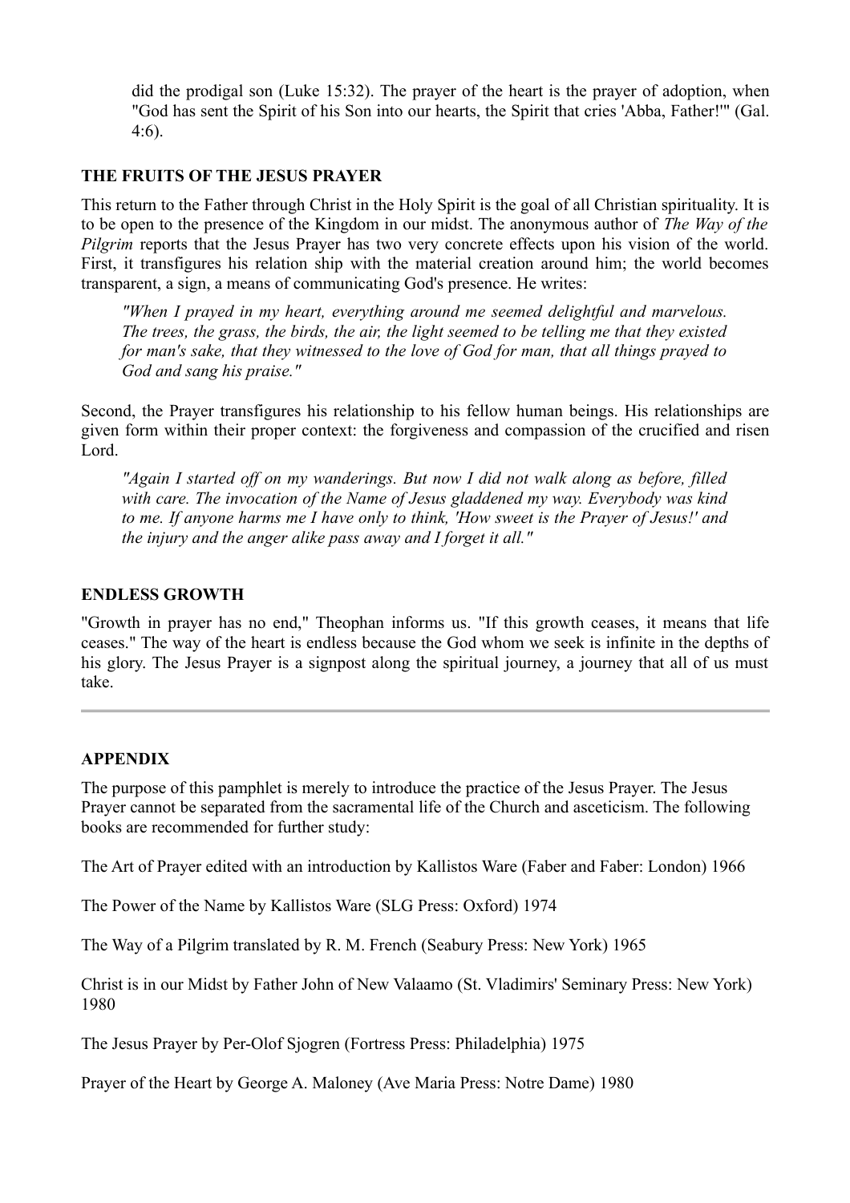did the prodigal son (Luke 15:32). The prayer of the heart is the prayer of adoption, when "God has sent the Spirit of his Son into our hearts, the Spirit that cries 'Abba, Father!'" (Gal. 4:6).

## THE FRUITS OF THE JESUS PRAYER

This return to the Father through Christ in the Holy Spirit is the goal of all Christian spirituality. It is to be open to the presence of the Kingdom in our midst. The anonymous author of *The Way of the Pilgrim* reports that the Jesus Prayer has two very concrete effects upon his vision of the world. First, it transfigures his relation ship with the material creation around him; the world becomes transparent, a sign, a means of communicating God's presence. He writes:

> *"When I prayed in my heart, everything around me seemed delightful and marvelous. The trees, the grass, the birds, the air, the light seemed to be telling me that they existed for man's sake, that they witnessed to the love of God for man, that all things prayed to God and sang his praise."*

Second, the Prayer transfigures his relationship to his fellow human beings. His relationships are given form within their proper context: the forgiveness and compassion of the crucified and risen Lord.

> *"Again I started off on my wanderings. But now I did not walk along as before, filled with care. The invocation of the Name of Jesus gladdened my way. Everybody was kind to me. If anyone harms me I have only to think, 'How sweet is the Prayer of Jesus!' and the injury and the anger alike pass away and I forget it all."*

## ENDLESS GROWTH

"Growth in prayer has no end," Theophan informs us. "If this growth ceases, it means that life ceases." The way of the heart is endless because the God whom we seek is infinite in the depths of his glory. The Jesus Prayer is a signpost along the spiritual journey, a journey that all of us must take.

---

## APPENDIX

The purpose of this pamphlet is merely to introduce the practice of the Jesus Prayer. The Jesus Prayer cannot be separated from the sacramental life of the Church and asceticism. The following books are recommended for further study:

The Art of Prayer edited with an introduction by Kallistos Ware (Faber and Faber: London) 1966

The Power of the Name by Kallistos Ware (SLG Press: Oxford) 1974

The Way of a Pilgrim translated by R. M. French (Seabury Press: New York) 1965

Christ is in our Midst by Father John of New Valaamo (St. Vladimirs' Seminary Press: New York) 1980

The Jesus Prayer by Per-Olof Sjogren (Fortress Press: Philadelphia) 1975

Prayer of the Heart by George A. Maloney (Ave Maria Press: Notre Dame) 1980